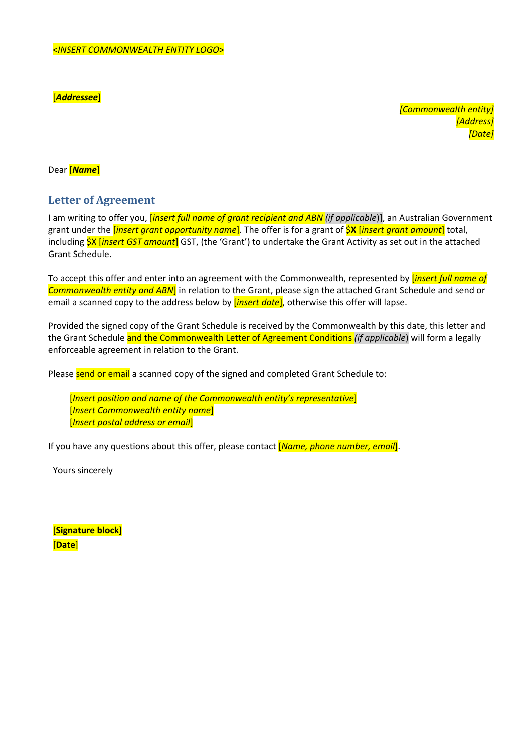*<INSERT COMMONWEALTH ENTITY LOGO>*

[***Addressee***]

*[Commonwealth entity]*
*[Address]*
*[Date]*

Dear [***Name***]

## Letter of Agreement

I am writing to offer you, [*insert full name of grant recipient and ABN (if applicable*)], an Australian Government grant under the [*insert grant opportunity name*]. The offer is for a grant of **$X** [*insert grant amount*] total, including $X [*insert GST amount*] GST, (the 'Grant') to undertake the Grant Activity as set out in the attached Grant Schedule.

To accept this offer and enter into an agreement with the Commonwealth, represented by [*insert full name of Commonwealth entity and ABN*] in relation to the Grant, please sign the attached Grant Schedule and send or email a scanned copy to the address below by [*insert date*], otherwise this offer will lapse.

Provided the signed copy of the Grant Schedule is received by the Commonwealth by this date, this letter and the Grant Schedule and the Commonwealth Letter of Agreement Conditions *(if applicable*) will form a legally enforceable agreement in relation to the Grant.

Please send or email a scanned copy of the signed and completed Grant Schedule to:

> [*Insert position and name of the Commonwealth entity's representative*]
> [*Insert Commonwealth entity name*]
> [*Insert postal address or email*]

If you have any questions about this offer, please contact [*Name, phone number, email*].

Yours sincerely

[**Signature block**]
[**Date**]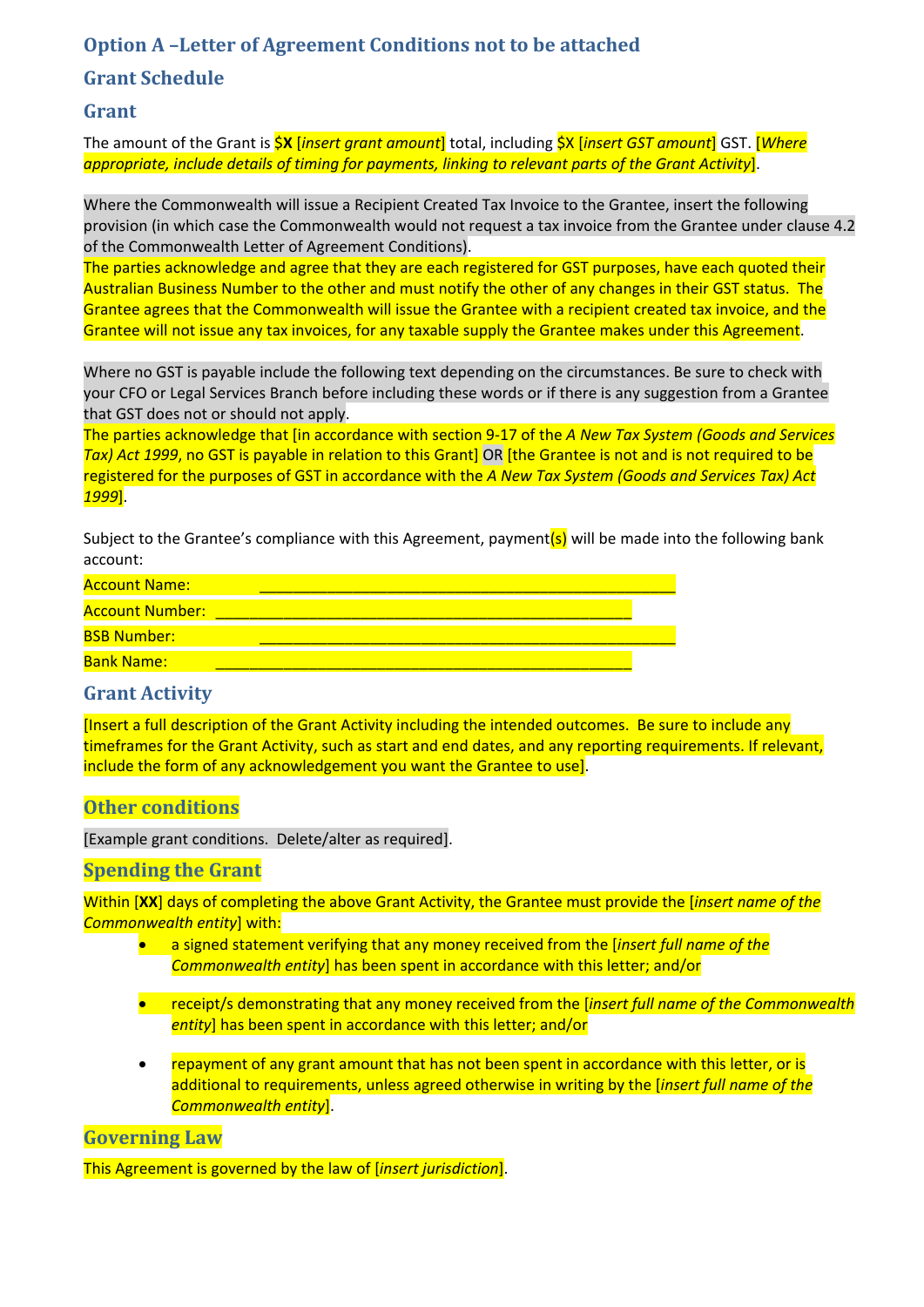## Option A –Letter of Agreement Conditions not to be attached

## Grant Schedule

### Grant

The amount of the Grant is **$X** [*insert grant amount*] total, including $X [*insert GST amount*] GST. [*Where appropriate, include details of timing for payments, linking to relevant parts of the Grant Activity*].

Where the Commonwealth will issue a Recipient Created Tax Invoice to the Grantee, insert the following provision (in which case the Commonwealth would not request a tax invoice from the Grantee under clause 4.2 of the Commonwealth Letter of Agreement Conditions).

The parties acknowledge and agree that they are each registered for GST purposes, have each quoted their Australian Business Number to the other and must notify the other of any changes in their GST status. The Grantee agrees that the Commonwealth will issue the Grantee with a recipient created tax invoice, and the Grantee will not issue any tax invoices, for any taxable supply the Grantee makes under this Agreement.

Where no GST is payable include the following text depending on the circumstances. Be sure to check with your CFO or Legal Services Branch before including these words or if there is any suggestion from a Grantee that GST does not or should not apply.

The parties acknowledge that [in accordance with section 9-17 of the *A New Tax System (Goods and Services Tax) Act 1999*, no GST is payable in relation to this Grant] OR [the Grantee is not and is not required to be registered for the purposes of GST in accordance with the *A New Tax System (Goods and Services Tax) Act 1999*].

Subject to the Grantee's compliance with this Agreement, payment(s) will be made into the following bank account:

Account Name: ___________________________________________

Account Number: ___________________________________________

BSB Number: ___________________________________________

Bank Name: ___________________________________________

### Grant Activity

[Insert a full description of the Grant Activity including the intended outcomes. Be sure to include any timeframes for the Grant Activity, such as start and end dates, and any reporting requirements. If relevant, include the form of any acknowledgement you want the Grantee to use].

### Other conditions

[Example grant conditions. Delete/alter as required].

### Spending the Grant

Within [**XX**] days of completing the above Grant Activity, the Grantee must provide the [*insert name of the Commonwealth entity*] with:

- a signed statement verifying that any money received from the [*insert full name of the Commonwealth entity*] has been spent in accordance with this letter; and/or
- receipt/s demonstrating that any money received from the [*insert full name of the Commonwealth entity*] has been spent in accordance with this letter; and/or
- repayment of any grant amount that has not been spent in accordance with this letter, or is additional to requirements, unless agreed otherwise in writing by the [*insert full name of the Commonwealth entity*].

### Governing Law

This Agreement is governed by the law of [*insert jurisdiction*].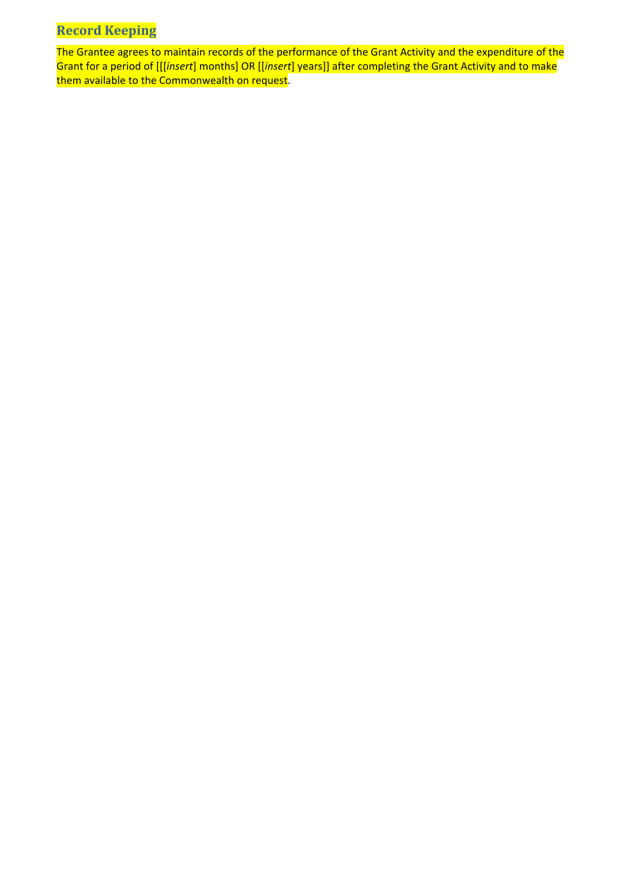## Record Keeping

The Grantee agrees to maintain records of the performance of the Grant Activity and the expenditure of the Grant for a period of [[[*insert*] months] OR [[*insert*] years]] after completing the Grant Activity and to make them available to the Commonwealth on request.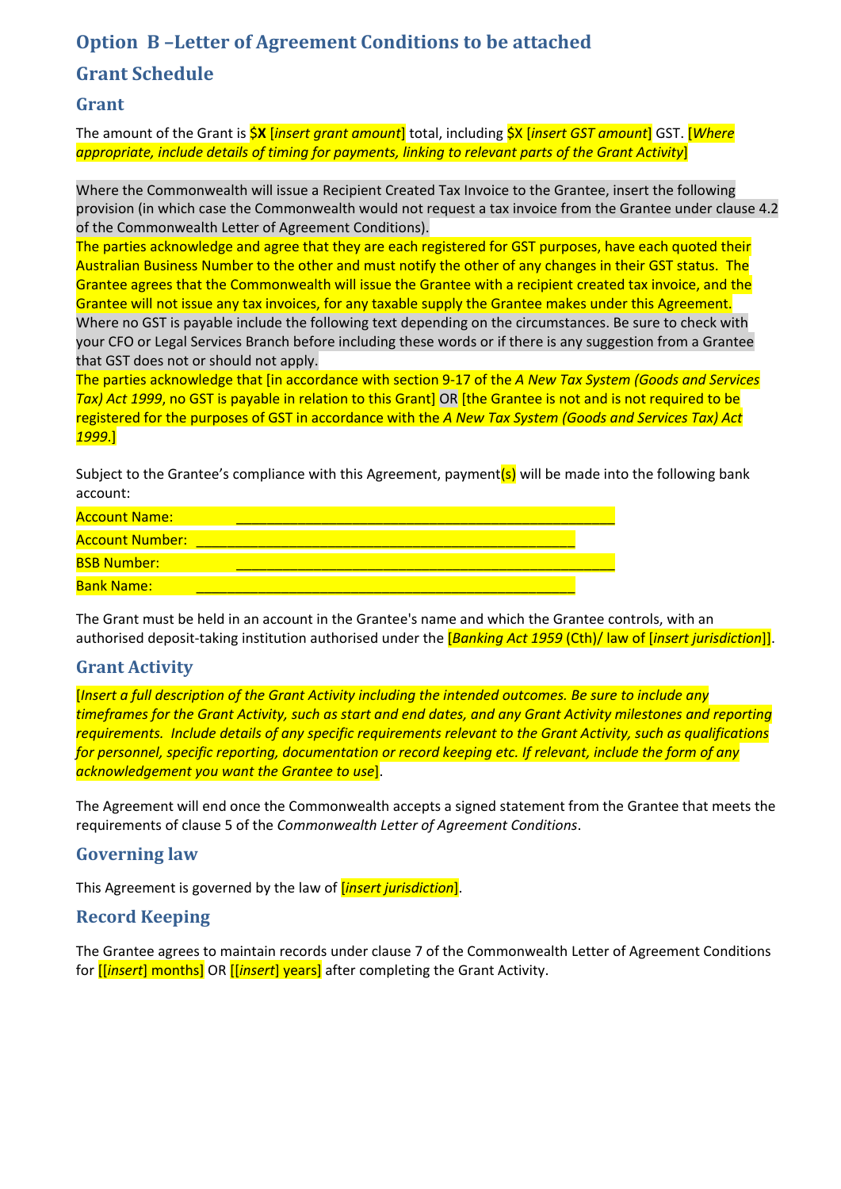## Option B –Letter of Agreement Conditions to be attached

## Grant Schedule

### Grant

The amount of the Grant is **$X** [*insert grant amount*] total, including $X [*insert GST amount*] GST. [*Where appropriate, include details of timing for payments, linking to relevant parts of the Grant Activity*]

Where the Commonwealth will issue a Recipient Created Tax Invoice to the Grantee, insert the following provision (in which case the Commonwealth would not request a tax invoice from the Grantee under clause 4.2 of the Commonwealth Letter of Agreement Conditions).

The parties acknowledge and agree that they are each registered for GST purposes, have each quoted their Australian Business Number to the other and must notify the other of any changes in their GST status. The Grantee agrees that the Commonwealth will issue the Grantee with a recipient created tax invoice, and the Grantee will not issue any tax invoices, for any taxable supply the Grantee makes under this Agreement.

Where no GST is payable include the following text depending on the circumstances. Be sure to check with your CFO or Legal Services Branch before including these words or if there is any suggestion from a Grantee that GST does not or should not apply.

The parties acknowledge that [in accordance with section 9-17 of the *A New Tax System (Goods and Services Tax) Act 1999*, no GST is payable in relation to this Grant] OR [the Grantee is not and is not required to be registered for the purposes of GST in accordance with the *A New Tax System (Goods and Services Tax) Act 1999*.]

Subject to the Grantee's compliance with this Agreement, payment(s) will be made into the following bank account:

Account Name: ________________________________________________

Account Number: ________________________________________________

BSB Number: ________________________________________________

Bank Name: ________________________________________________

The Grant must be held in an account in the Grantee's name and which the Grantee controls, with an authorised deposit-taking institution authorised under the [*Banking Act 1959* (Cth)/ law of [*insert jurisdiction*]].

### Grant Activity

[*Insert a full description of the Grant Activity including the intended outcomes. Be sure to include any timeframes for the Grant Activity, such as start and end dates, and any Grant Activity milestones and reporting requirements. Include details of any specific requirements relevant to the Grant Activity, such as qualifications for personnel, specific reporting, documentation or record keeping etc. If relevant, include the form of any acknowledgement you want the Grantee to use*].

The Agreement will end once the Commonwealth accepts a signed statement from the Grantee that meets the requirements of clause 5 of the *Commonwealth Letter of Agreement Conditions*.

### Governing law

This Agreement is governed by the law of [*insert jurisdiction*].

### Record Keeping

The Grantee agrees to maintain records under clause 7 of the Commonwealth Letter of Agreement Conditions for [[*insert*] months] OR [[*insert*] years] after completing the Grant Activity.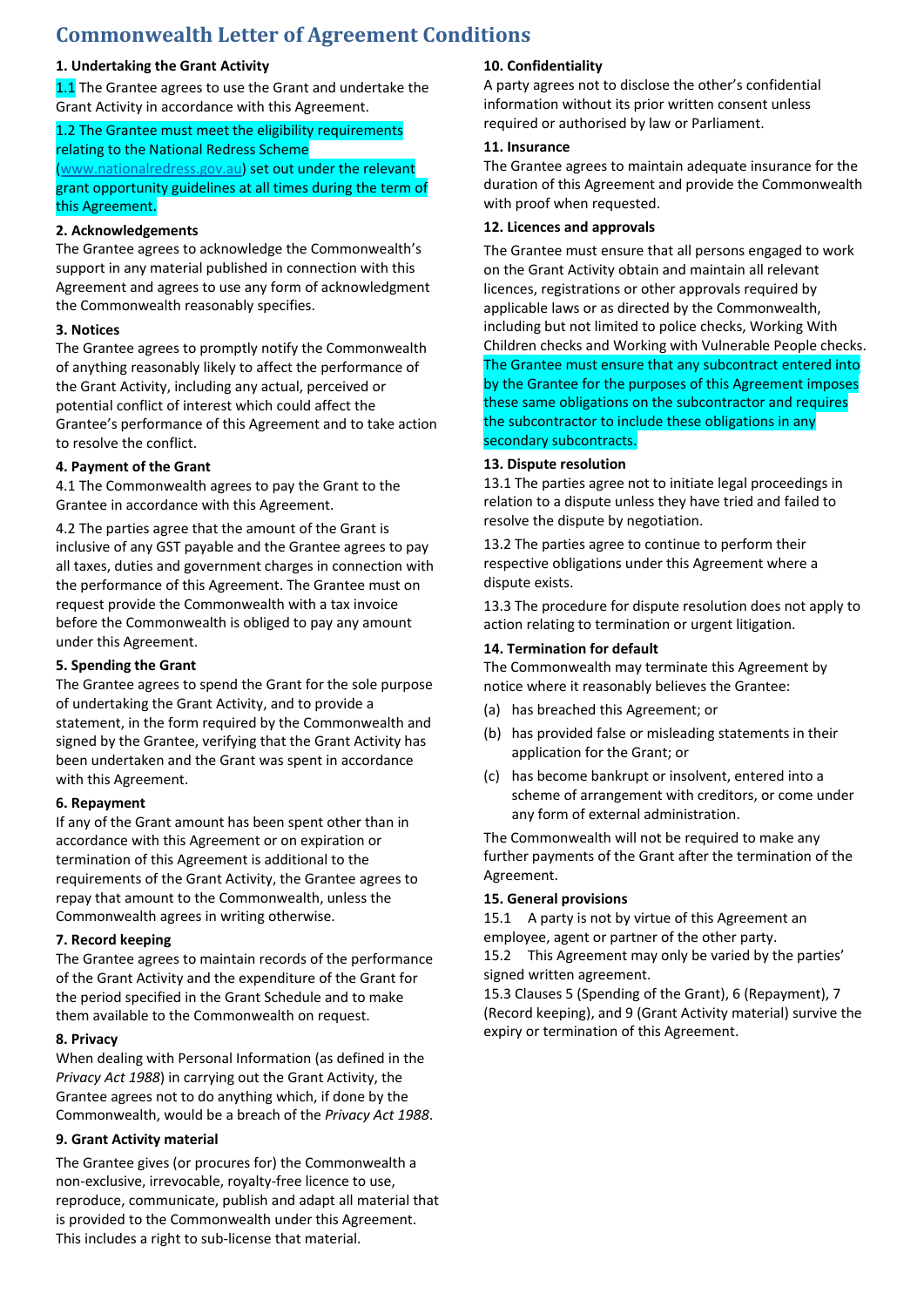# Commonwealth Letter of Agreement Conditions

**1. Undertaking the Grant Activity**

1.1 The Grantee agrees to use the Grant and undertake the Grant Activity in accordance with this Agreement.

1.2 The Grantee must meet the eligibility requirements relating to the National Redress Scheme (www.nationalredress.gov.au) set out under the relevant grant opportunity guidelines at all times during the term of this Agreement.

**2. Acknowledgements**

The Grantee agrees to acknowledge the Commonwealth's support in any material published in connection with this Agreement and agrees to use any form of acknowledgment the Commonwealth reasonably specifies.

**3. Notices**

The Grantee agrees to promptly notify the Commonwealth of anything reasonably likely to affect the performance of the Grant Activity, including any actual, perceived or potential conflict of interest which could affect the Grantee's performance of this Agreement and to take action to resolve the conflict.

**4. Payment of the Grant**

4.1 The Commonwealth agrees to pay the Grant to the Grantee in accordance with this Agreement.

4.2 The parties agree that the amount of the Grant is inclusive of any GST payable and the Grantee agrees to pay all taxes, duties and government charges in connection with the performance of this Agreement. The Grantee must on request provide the Commonwealth with a tax invoice before the Commonwealth is obliged to pay any amount under this Agreement.

**5. Spending the Grant**

The Grantee agrees to spend the Grant for the sole purpose of undertaking the Grant Activity, and to provide a statement, in the form required by the Commonwealth and signed by the Grantee, verifying that the Grant Activity has been undertaken and the Grant was spent in accordance with this Agreement.

**6. Repayment**

If any of the Grant amount has been spent other than in accordance with this Agreement or on expiration or termination of this Agreement is additional to the requirements of the Grant Activity, the Grantee agrees to repay that amount to the Commonwealth, unless the Commonwealth agrees in writing otherwise.

**7. Record keeping**

The Grantee agrees to maintain records of the performance of the Grant Activity and the expenditure of the Grant for the period specified in the Grant Schedule and to make them available to the Commonwealth on request.

**8. Privacy**

When dealing with Personal Information (as defined in the *Privacy Act 1988*) in carrying out the Grant Activity, the Grantee agrees not to do anything which, if done by the Commonwealth, would be a breach of the *Privacy Act 1988*.

**9. Grant Activity material**

The Grantee gives (or procures for) the Commonwealth a non-exclusive, irrevocable, royalty-free licence to use, reproduce, communicate, publish and adapt all material that is provided to the Commonwealth under this Agreement. This includes a right to sub-license that material.

**10. Confidentiality**

A party agrees not to disclose the other's confidential information without its prior written consent unless required or authorised by law or Parliament.

**11. Insurance**

The Grantee agrees to maintain adequate insurance for the duration of this Agreement and provide the Commonwealth with proof when requested.

**12. Licences and approvals**

The Grantee must ensure that all persons engaged to work on the Grant Activity obtain and maintain all relevant licences, registrations or other approvals required by applicable laws or as directed by the Commonwealth, including but not limited to police checks, Working With Children checks and Working with Vulnerable People checks. The Grantee must ensure that any subcontract entered into by the Grantee for the purposes of this Agreement imposes these same obligations on the subcontractor and requires the subcontractor to include these obligations in any secondary subcontracts.

**13. Dispute resolution**

13.1 The parties agree not to initiate legal proceedings in relation to a dispute unless they have tried and failed to resolve the dispute by negotiation.

13.2 The parties agree to continue to perform their respective obligations under this Agreement where a dispute exists.

13.3 The procedure for dispute resolution does not apply to action relating to termination or urgent litigation.

**14. Termination for default**

The Commonwealth may terminate this Agreement by notice where it reasonably believes the Grantee:

(a) has breached this Agreement; or

(b) has provided false or misleading statements in their application for the Grant; or

(c) has become bankrupt or insolvent, entered into a scheme of arrangement with creditors, or come under any form of external administration.

The Commonwealth will not be required to make any further payments of the Grant after the termination of the Agreement.

**15. General provisions**

15.1 A party is not by virtue of this Agreement an employee, agent or partner of the other party.

15.2 This Agreement may only be varied by the parties' signed written agreement.

15.3 Clauses 5 (Spending of the Grant), 6 (Repayment), 7 (Record keeping), and 9 (Grant Activity material) survive the expiry or termination of this Agreement.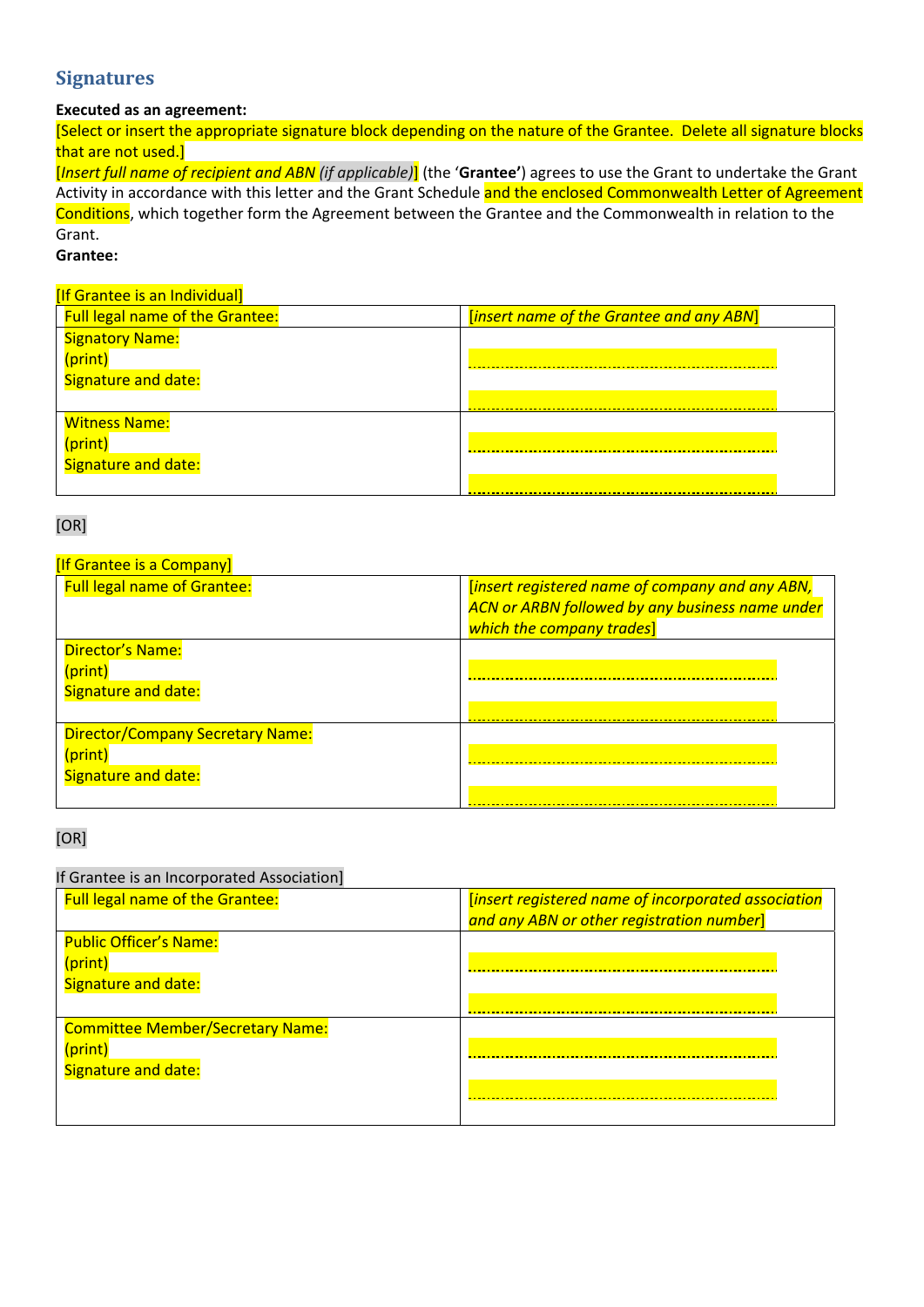## Signatures

**Executed as an agreement:**

[Select or insert the appropriate signature block depending on the nature of the Grantee. Delete all signature blocks that are not used.]

[*Insert full name of recipient and ABN (if applicable)*] (the '**Grantee'**) agrees to use the Grant to undertake the Grant Activity in accordance with this letter and the Grant Schedule and the enclosed Commonwealth Letter of Agreement Conditions, which together form the Agreement between the Grantee and the Commonwealth in relation to the Grant.

**Grantee:**

[If Grantee is an Individual]

| Full legal name of the Grantee: | [*insert name of the Grantee and any ABN*] |
|---|---|
| Signatory Name:<br>(print)<br>Signature and date: | ..........................................................<br><br>.......................................................... |
| Witness Name:<br>(print)<br>Signature and date: | ..........................................................<br><br>.......................................................... |

[OR]

[If Grantee is a Company]

| Full legal name of Grantee: | [*insert registered name of company and any ABN, ACN or ARBN followed by any business name under which the company trades*] |
|---|---|
| Director's Name:<br>(print)<br>Signature and date: | ..........................................................<br><br>.......................................................... |
| Director/Company Secretary Name:<br>(print)<br>Signature and date: | ..........................................................<br><br>.......................................................... |

[OR]

If Grantee is an Incorporated Association]

| Full legal name of the Grantee: | [*insert registered name of incorporated association and any ABN or other registration number*] |
|---|---|
| Public Officer's Name:<br>(print)<br>Signature and date: | ..........................................................<br><br>.......................................................... |
| Committee Member/Secretary Name:<br>(print)<br>Signature and date: | ..........................................................<br><br>.......................................................... |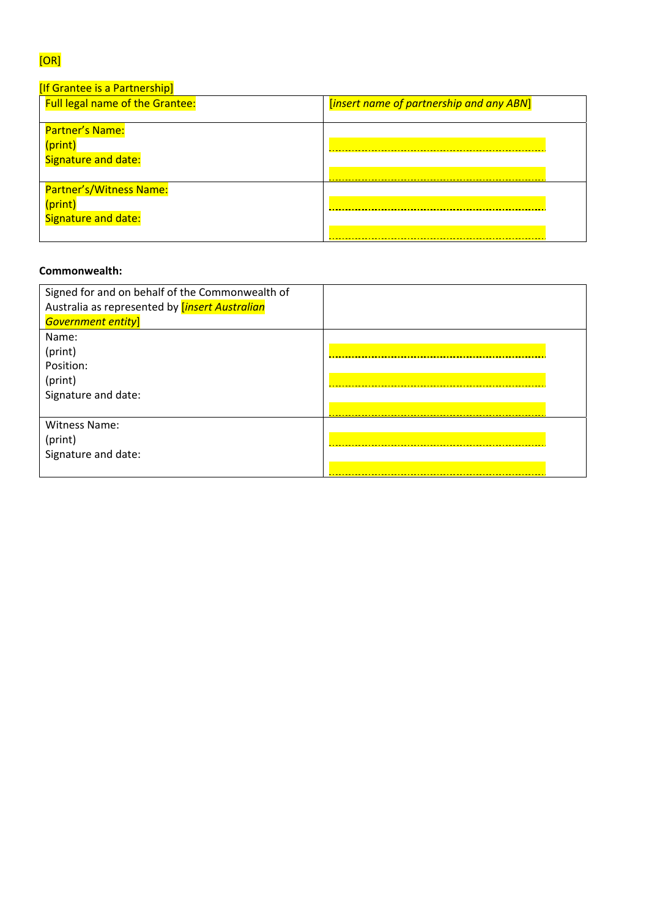[OR]

[If Grantee is a Partnership]

| | |
|---|---|
| Full legal name of the Grantee: | [*insert name of partnership and any ABN*] |
| Partner's Name:<br>(print)<br>Signature and date: | ...............................................................<br><br>............................................................... |
| Partner's/Witness Name:<br>(print)<br>Signature and date: | ...............................................................<br><br>............................................................... |

**Commonwealth:**

| | |
|---|---|
| Signed for and on behalf of the Commonwealth of Australia as represented by [*insert Australian Government entity*] | |
| Name:<br>(print)<br>Position:<br>(print)<br>Signature and date: | ...............................................................<br><br>...............................................................<br><br>............................................................... |
| Witness Name:<br>(print)<br>Signature and date: | ...............................................................<br><br>............................................................... |